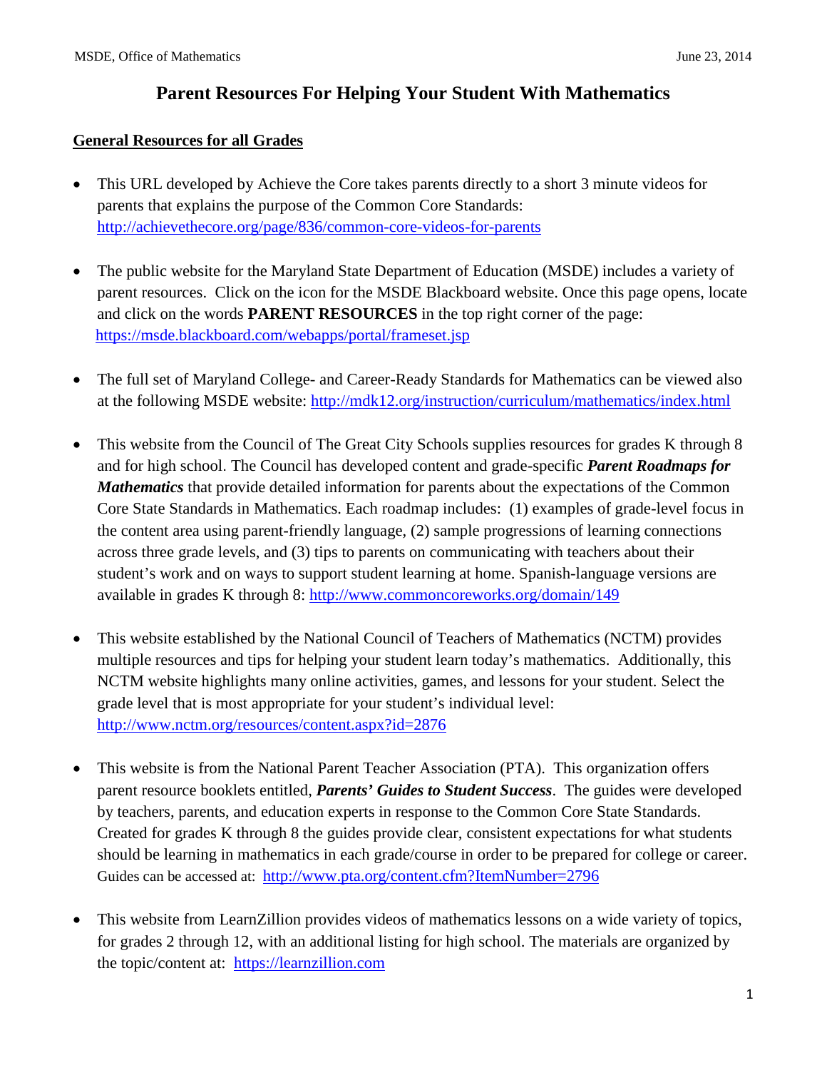# Parent Resources For Helping Your Student With Mathematics

## General Resources for all Grades

- This URL developed by Achieve the Core takes parents directly to a short 3 minute videos for parents that explains the purpose of the Common Core Standards: http://achievethecore.org/page/836/common-core-videos-for-parents

- The public website for the Maryland State Department of Education (MSDE) includes a variety of parent resources. Click on the icon for the MSDE Blackboard website. Once this page opens, locate and click on the words **PARENT RESOURCES** in the top right corner of the page: https://msde.blackboard.com/webapps/portal/frameset.jsp

- The full set of Maryland College- and Career-Ready Standards for Mathematics can be viewed also at the following MSDE website: http://mdk12.org/instruction/curriculum/mathematics/index.html

- This website from the Council of The Great City Schools supplies resources for grades K through 8 and for high school. The Council has developed content and grade-specific ***Parent Roadmaps for Mathematics*** that provide detailed information for parents about the expectations of the Common Core State Standards in Mathematics. Each roadmap includes: (1) examples of grade-level focus in the content area using parent-friendly language, (2) sample progressions of learning connections across three grade levels, and (3) tips to parents on communicating with teachers about their student's work and on ways to support student learning at home. Spanish-language versions are available in grades K through 8: http://www.commoncoreworks.org/domain/149

- This website established by the National Council of Teachers of Mathematics (NCTM) provides multiple resources and tips for helping your student learn today's mathematics. Additionally, this NCTM website highlights many online activities, games, and lessons for your student. Select the grade level that is most appropriate for your student's individual level: http://www.nctm.org/resources/content.aspx?id=2876

- This website is from the National Parent Teacher Association (PTA). This organization offers parent resource booklets entitled, ***Parents' Guides to Student Success***. The guides were developed by teachers, parents, and education experts in response to the Common Core State Standards. Created for grades K through 8 the guides provide clear, consistent expectations for what students should be learning in mathematics in each grade/course in order to be prepared for college or career. Guides can be accessed at: http://www.pta.org/content.cfm?ItemNumber=2796

- This website from LearnZillion provides videos of mathematics lessons on a wide variety of topics, for grades 2 through 12, with an additional listing for high school. The materials are organized by the topic/content at: https://learnzillion.com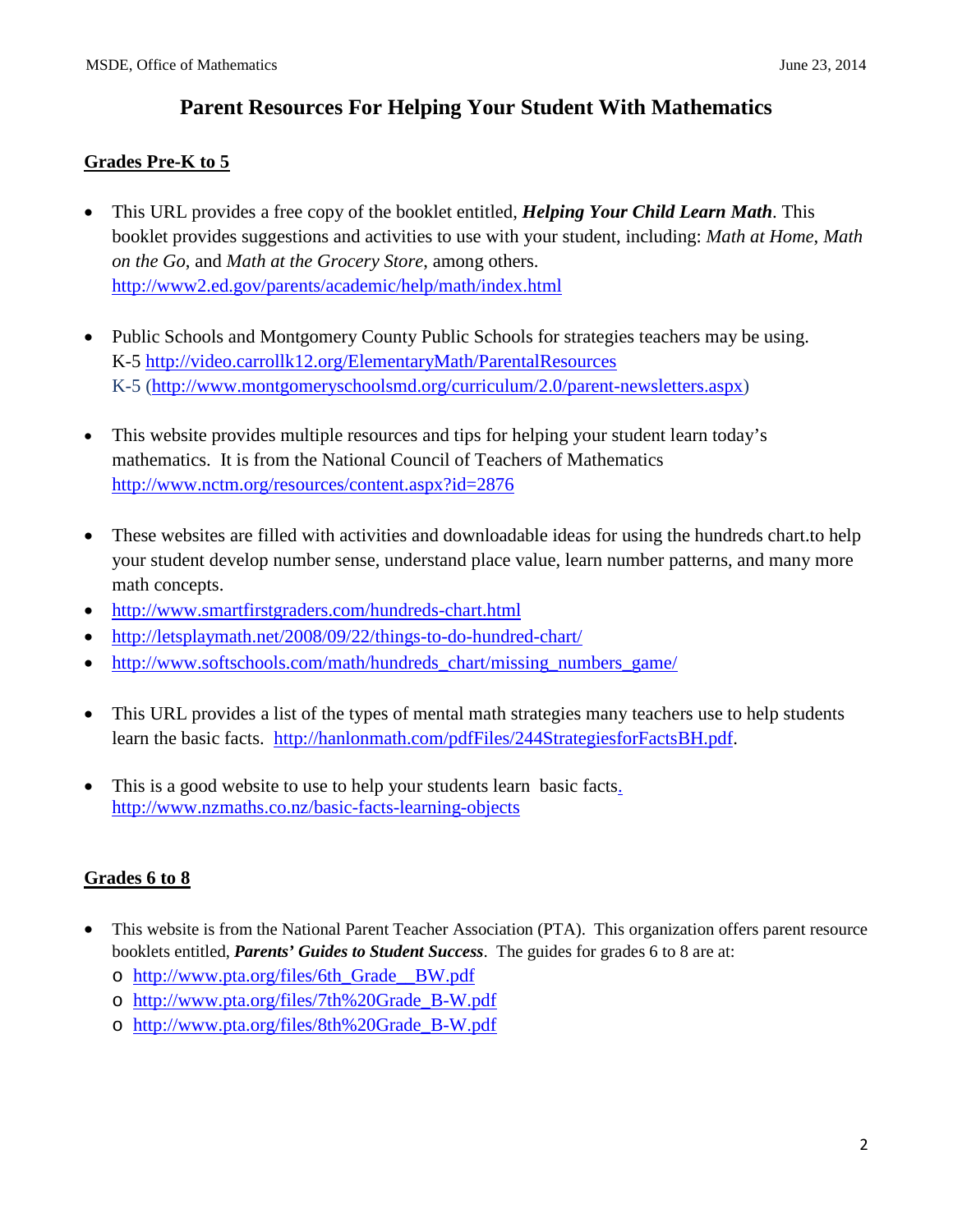# Parent Resources For Helping Your Student With Mathematics

## Grades Pre-K to 5

- This URL provides a free copy of the booklet entitled, ***Helping Your Child Learn Math***. This booklet provides suggestions and activities to use with your student, including: *Math at Home*, *Math on the Go*, and *Math at the Grocery Store*, among others. http://www2.ed.gov/parents/academic/help/math/index.html

- Public Schools and Montgomery County Public Schools for strategies teachers may be using.
  K-5 http://video.carrollk12.org/ElementaryMath/ParentalResources
  K-5 (http://www.montgomeryschoolsmd.org/curriculum/2.0/parent-newsletters.aspx)

- This website provides multiple resources and tips for helping your student learn today's mathematics. It is from the National Council of Teachers of Mathematics http://www.nctm.org/resources/content.aspx?id=2876

- These websites are filled with activities and downloadable ideas for using the hundreds chart.to help your student develop number sense, understand place value, learn number patterns, and many more math concepts.
- http://www.smartfirstgraders.com/hundreds-chart.html
- http://letsplaymath.net/2008/09/22/things-to-do-hundred-chart/
- http://www.softschools.com/math/hundreds_chart/missing_numbers_game/

- This URL provides a list of the types of mental math strategies many teachers use to help students learn the basic facts. http://hanlonmath.com/pdfFiles/244StrategiesforFactsBH.pdf.

- This is a good website to use to help your students learn basic facts. http://www.nzmaths.co.nz/basic-facts-learning-objects

## Grades 6 to 8

- This website is from the National Parent Teacher Association (PTA). This organization offers parent resource booklets entitled, ***Parents' Guides to Student Success***. The guides for grades 6 to 8 are at:
  - http://www.pta.org/files/6th_Grade__BW.pdf
  - http://www.pta.org/files/7th%20Grade_B-W.pdf
  - http://www.pta.org/files/8th%20Grade_B-W.pdf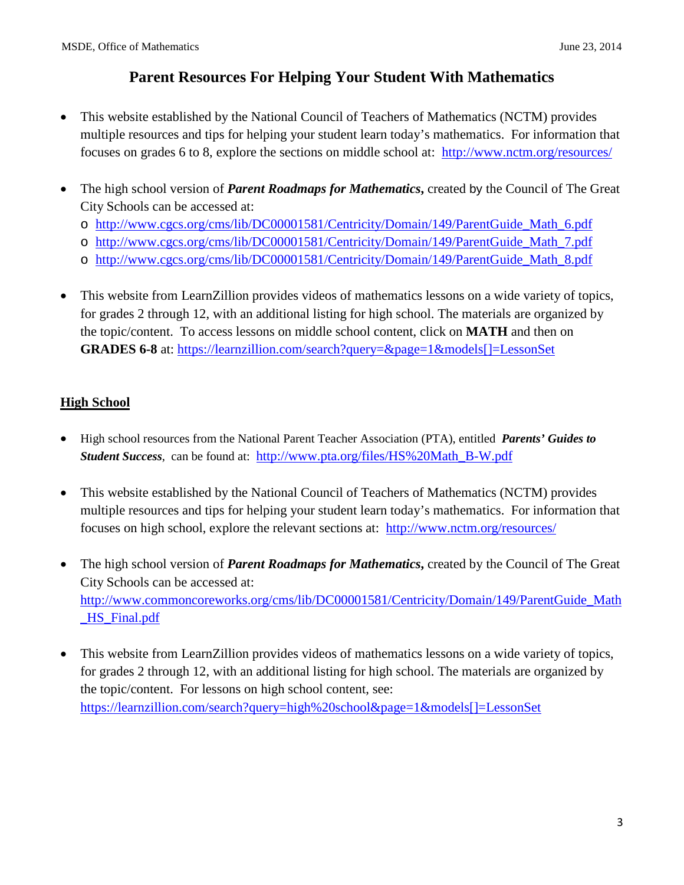## Parent Resources For Helping Your Student With Mathematics

- This website established by the National Council of Teachers of Mathematics (NCTM) provides multiple resources and tips for helping your student learn today's mathematics. For information that focuses on grades 6 to 8, explore the sections on middle school at: http://www.nctm.org/resources/

- The high school version of ***Parent Roadmaps for Mathematics*****,** created by the Council of The Great City Schools can be accessed at:
  - http://www.cgcs.org/cms/lib/DC00001581/Centricity/Domain/149/ParentGuide_Math_6.pdf
  - http://www.cgcs.org/cms/lib/DC00001581/Centricity/Domain/149/ParentGuide_Math_7.pdf
  - http://www.cgcs.org/cms/lib/DC00001581/Centricity/Domain/149/ParentGuide_Math_8.pdf

- This website from LearnZillion provides videos of mathematics lessons on a wide variety of topics, for grades 2 through 12, with an additional listing for high school. The materials are organized by the topic/content. To access lessons on middle school content, click on **MATH** and then on **GRADES 6-8** at: https://learnzillion.com/search?query=&page=1&models[]=LessonSet

### High School

- High school resources from the National Parent Teacher Association (PTA), entitled ***Parents' Guides to Student Success***, can be found at: http://www.pta.org/files/HS%20Math_B-W.pdf

- This website established by the National Council of Teachers of Mathematics (NCTM) provides multiple resources and tips for helping your student learn today's mathematics. For information that focuses on high school, explore the relevant sections at: http://www.nctm.org/resources/

- The high school version of ***Parent Roadmaps for Mathematics*****,** created by the Council of The Great City Schools can be accessed at: http://www.commoncoreworks.org/cms/lib/DC00001581/Centricity/Domain/149/ParentGuide_Math_HS_Final.pdf

- This website from LearnZillion provides videos of mathematics lessons on a wide variety of topics, for grades 2 through 12, with an additional listing for high school. The materials are organized by the topic/content. For lessons on high school content, see: https://learnzillion.com/search?query=high%20school&page=1&models[]=LessonSet